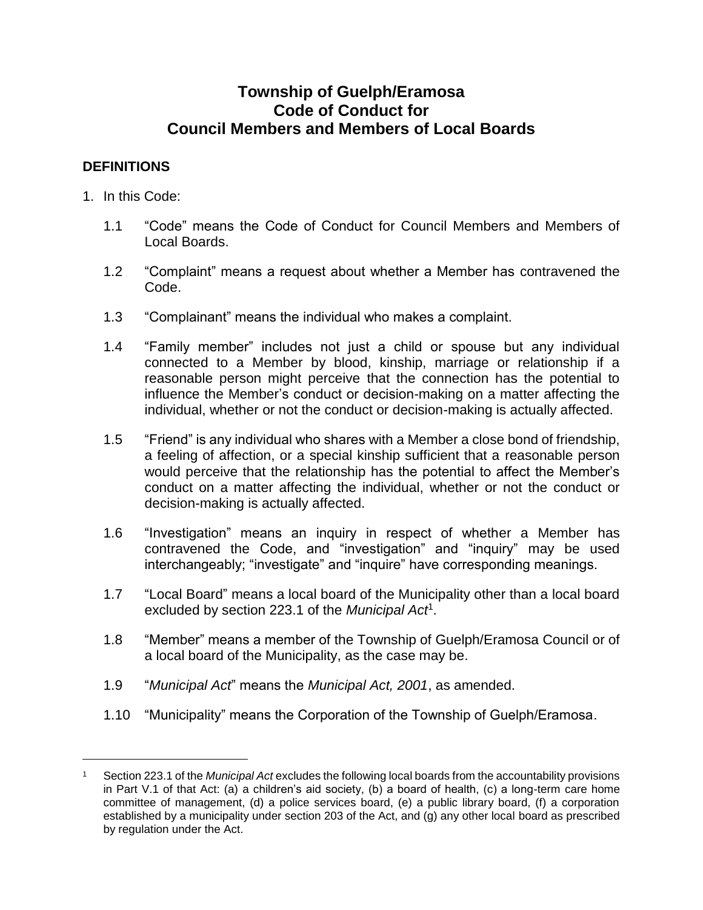# Township of Guelph/Eramosa
# Code of Conduct for
# Council Members and Members of Local Boards

## DEFINITIONS

1. In this Code:

   1.1 "Code" means the Code of Conduct for Council Members and Members of Local Boards.

   1.2 "Complaint" means a request about whether a Member has contravened the Code.

   1.3 "Complainant" means the individual who makes a complaint.

   1.4 "Family member" includes not just a child or spouse but any individual connected to a Member by blood, kinship, marriage or relationship if a reasonable person might perceive that the connection has the potential to influence the Member's conduct or decision-making on a matter affecting the individual, whether or not the conduct or decision-making is actually affected.

   1.5 "Friend" is any individual who shares with a Member a close bond of friendship, a feeling of affection, or a special kinship sufficient that a reasonable person would perceive that the relationship has the potential to affect the Member's conduct on a matter affecting the individual, whether or not the conduct or decision-making is actually affected.

   1.6 "Investigation" means an inquiry in respect of whether a Member has contravened the Code, and "investigation" and "inquiry" may be used interchangeably; "investigate" and "inquire" have corresponding meanings.

   1.7 "Local Board" means a local board of the Municipality other than a local board excluded by section 223.1 of the *Municipal Act*[1].

   1.8 "Member" means a member of the Township of Guelph/Eramosa Council or of a local board of the Municipality, as the case may be.

   1.9 "*Municipal Act*" means the *Municipal Act, 2001*, as amended.

   1.10 "Municipality" means the Corporation of the Township of Guelph/Eramosa.

---

[1] Section 223.1 of the *Municipal Act* excludes the following local boards from the accountability provisions in Part V.1 of that Act: (a) a children's aid society, (b) a board of health, (c) a long-term care home committee of management, (d) a police services board, (e) a public library board, (f) a corporation established by a municipality under section 203 of the Act, and (g) any other local board as prescribed by regulation under the Act.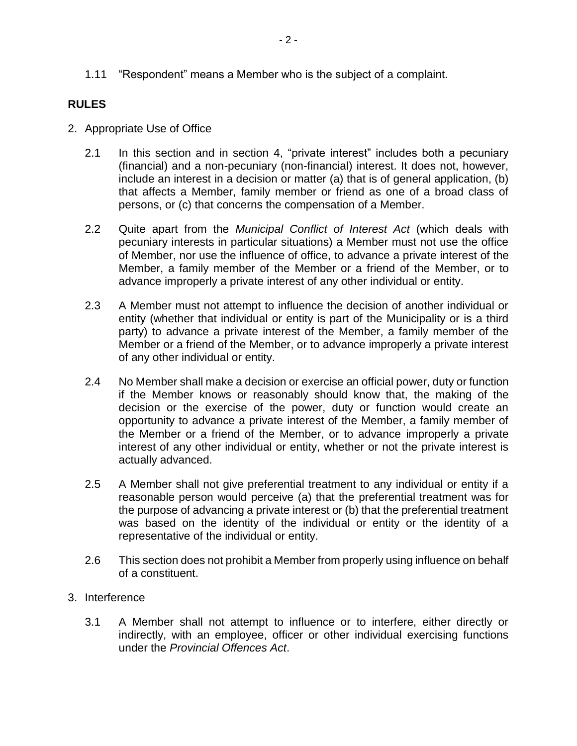1.11 "Respondent" means a Member who is the subject of a complaint.

## RULES

2. Appropriate Use of Office

   2.1 In this section and in section 4, "private interest" includes both a pecuniary (financial) and a non-pecuniary (non-financial) interest. It does not, however, include an interest in a decision or matter (a) that is of general application, (b) that affects a Member, family member or friend as one of a broad class of persons, or (c) that concerns the compensation of a Member.

   2.2 Quite apart from the *Municipal Conflict of Interest Act* (which deals with pecuniary interests in particular situations) a Member must not use the office of Member, nor use the influence of office, to advance a private interest of the Member, a family member of the Member or a friend of the Member, or to advance improperly a private interest of any other individual or entity.

   2.3 A Member must not attempt to influence the decision of another individual or entity (whether that individual or entity is part of the Municipality or is a third party) to advance a private interest of the Member, a family member of the Member or a friend of the Member, or to advance improperly a private interest of any other individual or entity.

   2.4 No Member shall make a decision or exercise an official power, duty or function if the Member knows or reasonably should know that, the making of the decision or the exercise of the power, duty or function would create an opportunity to advance a private interest of the Member, a family member of the Member or a friend of the Member, or to advance improperly a private interest of any other individual or entity, whether or not the private interest is actually advanced.

   2.5 A Member shall not give preferential treatment to any individual or entity if a reasonable person would perceive (a) that the preferential treatment was for the purpose of advancing a private interest or (b) that the preferential treatment was based on the identity of the individual or entity or the identity of a representative of the individual or entity.

   2.6 This section does not prohibit a Member from properly using influence on behalf of a constituent.

3. Interference

   3.1 A Member shall not attempt to influence or to interfere, either directly or indirectly, with an employee, officer or other individual exercising functions under the *Provincial Offences Act*.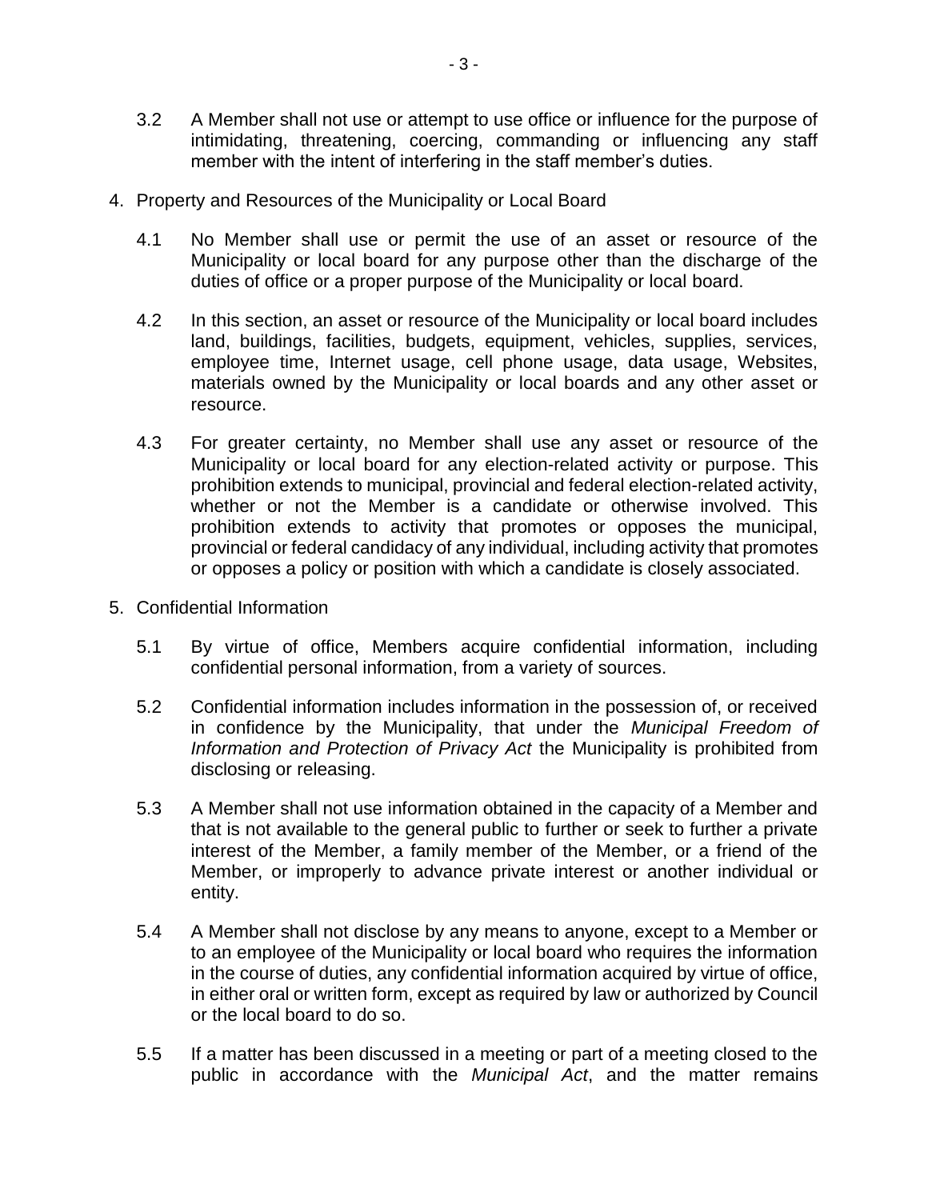3.2 A Member shall not use or attempt to use office or influence for the purpose of intimidating, threatening, coercing, commanding or influencing any staff member with the intent of interfering in the staff member's duties.

4. Property and Resources of the Municipality or Local Board

4.1 No Member shall use or permit the use of an asset or resource of the Municipality or local board for any purpose other than the discharge of the duties of office or a proper purpose of the Municipality or local board.

4.2 In this section, an asset or resource of the Municipality or local board includes land, buildings, facilities, budgets, equipment, vehicles, supplies, services, employee time, Internet usage, cell phone usage, data usage, Websites, materials owned by the Municipality or local boards and any other asset or resource.

4.3 For greater certainty, no Member shall use any asset or resource of the Municipality or local board for any election-related activity or purpose. This prohibition extends to municipal, provincial and federal election-related activity, whether or not the Member is a candidate or otherwise involved. This prohibition extends to activity that promotes or opposes the municipal, provincial or federal candidacy of any individual, including activity that promotes or opposes a policy or position with which a candidate is closely associated.

5. Confidential Information

5.1 By virtue of office, Members acquire confidential information, including confidential personal information, from a variety of sources.

5.2 Confidential information includes information in the possession of, or received in confidence by the Municipality, that under the *Municipal Freedom of Information and Protection of Privacy Act* the Municipality is prohibited from disclosing or releasing.

5.3 A Member shall not use information obtained in the capacity of a Member and that is not available to the general public to further or seek to further a private interest of the Member, a family member of the Member, or a friend of the Member, or improperly to advance private interest or another individual or entity.

5.4 A Member shall not disclose by any means to anyone, except to a Member or to an employee of the Municipality or local board who requires the information in the course of duties, any confidential information acquired by virtue of office, in either oral or written form, except as required by law or authorized by Council or the local board to do so.

5.5 If a matter has been discussed in a meeting or part of a meeting closed to the public in accordance with the *Municipal Act*, and the matter remains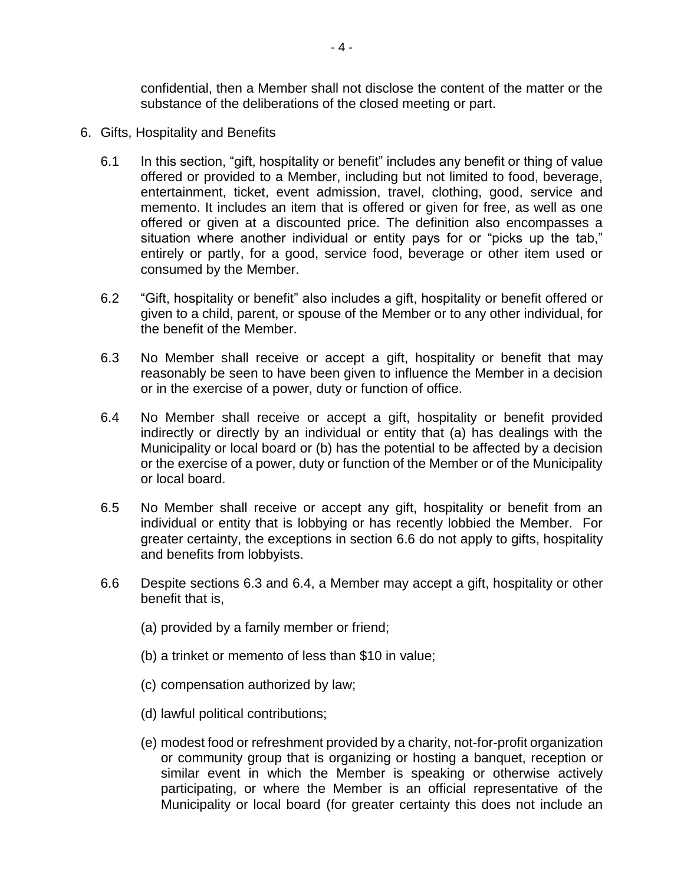confidential, then a Member shall not disclose the content of the matter or the substance of the deliberations of the closed meeting or part.

6. Gifts, Hospitality and Benefits

6.1 In this section, "gift, hospitality or benefit" includes any benefit or thing of value offered or provided to a Member, including but not limited to food, beverage, entertainment, ticket, event admission, travel, clothing, good, service and memento. It includes an item that is offered or given for free, as well as one offered or given at a discounted price. The definition also encompasses a situation where another individual or entity pays for or "picks up the tab," entirely or partly, for a good, service food, beverage or other item used or consumed by the Member.

6.2 "Gift, hospitality or benefit" also includes a gift, hospitality or benefit offered or given to a child, parent, or spouse of the Member or to any other individual, for the benefit of the Member.

6.3 No Member shall receive or accept a gift, hospitality or benefit that may reasonably be seen to have been given to influence the Member in a decision or in the exercise of a power, duty or function of office.

6.4 No Member shall receive or accept a gift, hospitality or benefit provided indirectly or directly by an individual or entity that (a) has dealings with the Municipality or local board or (b) has the potential to be affected by a decision or the exercise of a power, duty or function of the Member or of the Municipality or local board.

6.5 No Member shall receive or accept any gift, hospitality or benefit from an individual or entity that is lobbying or has recently lobbied the Member. For greater certainty, the exceptions in section 6.6 do not apply to gifts, hospitality and benefits from lobbyists.

6.6 Despite sections 6.3 and 6.4, a Member may accept a gift, hospitality or other benefit that is,

(a) provided by a family member or friend;

(b) a trinket or memento of less than $10 in value;

(c) compensation authorized by law;

(d) lawful political contributions;

(e) modest food or refreshment provided by a charity, not-for-profit organization or community group that is organizing or hosting a banquet, reception or similar event in which the Member is speaking or otherwise actively participating, or where the Member is an official representative of the Municipality or local board (for greater certainty this does not include an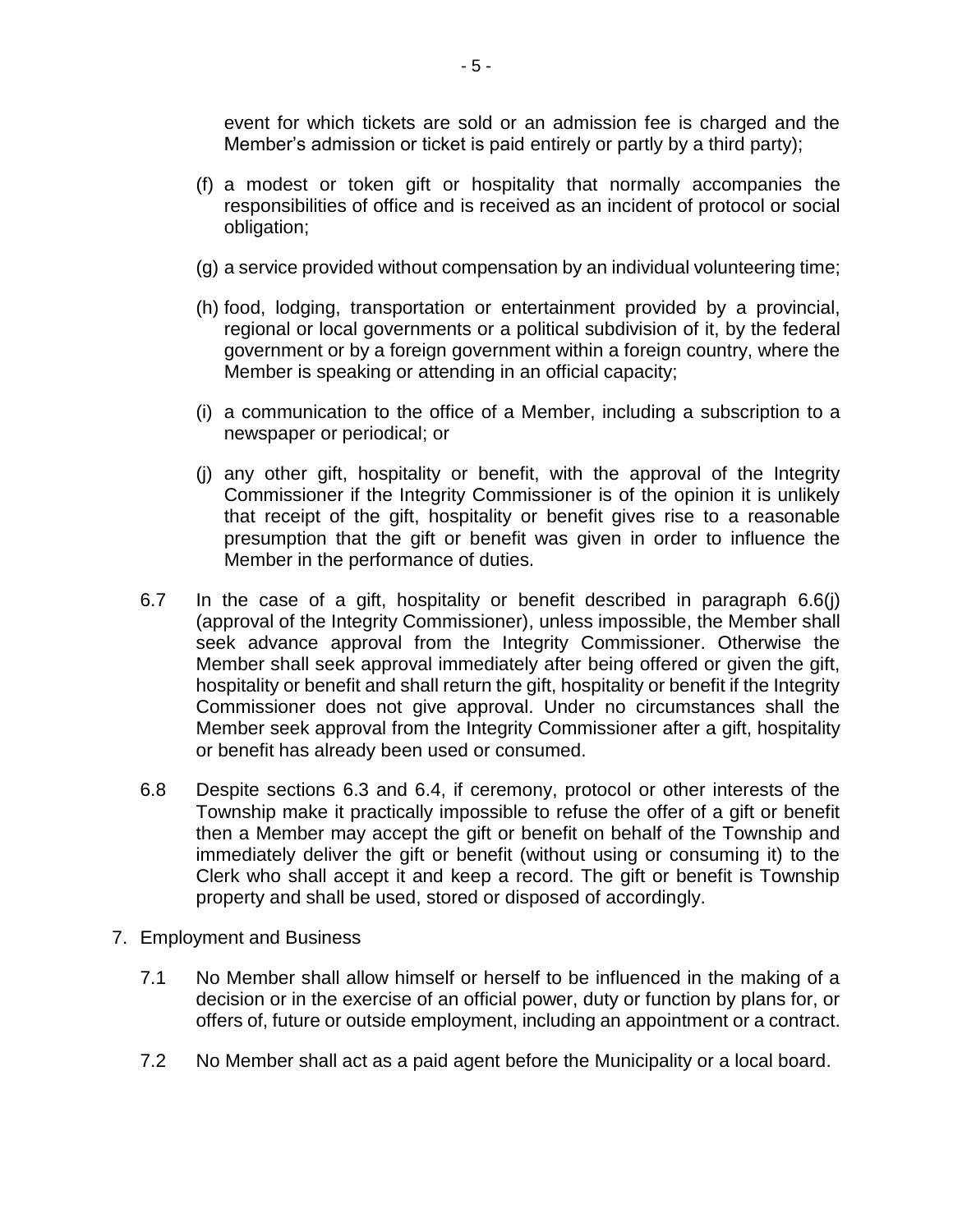event for which tickets are sold or an admission fee is charged and the Member's admission or ticket is paid entirely or partly by a third party);

(f) a modest or token gift or hospitality that normally accompanies the responsibilities of office and is received as an incident of protocol or social obligation;

(g) a service provided without compensation by an individual volunteering time;

(h) food, lodging, transportation or entertainment provided by a provincial, regional or local governments or a political subdivision of it, by the federal government or by a foreign government within a foreign country, where the Member is speaking or attending in an official capacity;

(i) a communication to the office of a Member, including a subscription to a newspaper or periodical; or

(j) any other gift, hospitality or benefit, with the approval of the Integrity Commissioner if the Integrity Commissioner is of the opinion it is unlikely that receipt of the gift, hospitality or benefit gives rise to a reasonable presumption that the gift or benefit was given in order to influence the Member in the performance of duties.

6.7 In the case of a gift, hospitality or benefit described in paragraph 6.6(j) (approval of the Integrity Commissioner), unless impossible, the Member shall seek advance approval from the Integrity Commissioner. Otherwise the Member shall seek approval immediately after being offered or given the gift, hospitality or benefit and shall return the gift, hospitality or benefit if the Integrity Commissioner does not give approval. Under no circumstances shall the Member seek approval from the Integrity Commissioner after a gift, hospitality or benefit has already been used or consumed.

6.8 Despite sections 6.3 and 6.4, if ceremony, protocol or other interests of the Township make it practically impossible to refuse the offer of a gift or benefit then a Member may accept the gift or benefit on behalf of the Township and immediately deliver the gift or benefit (without using or consuming it) to the Clerk who shall accept it and keep a record. The gift or benefit is Township property and shall be used, stored or disposed of accordingly.

7. Employment and Business

7.1 No Member shall allow himself or herself to be influenced in the making of a decision or in the exercise of an official power, duty or function by plans for, or offers of, future or outside employment, including an appointment or a contract.

7.2 No Member shall act as a paid agent before the Municipality or a local board.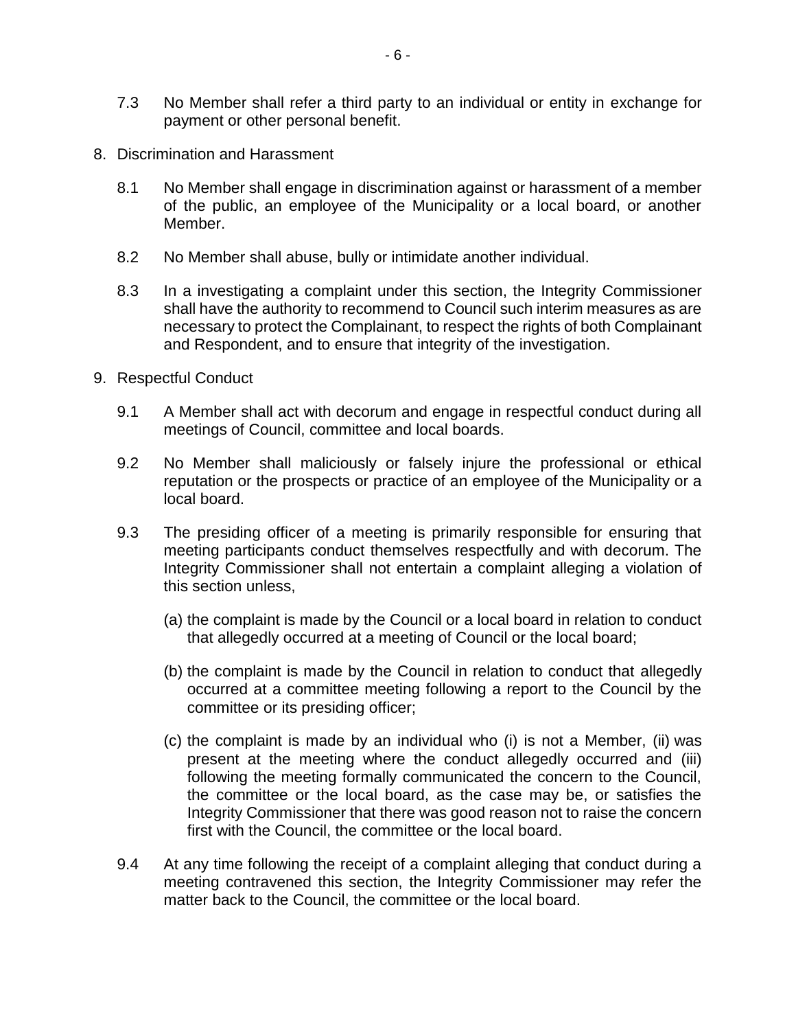7.3 No Member shall refer a third party to an individual or entity in exchange for payment or other personal benefit.

8. Discrimination and Harassment

   8.1 No Member shall engage in discrimination against or harassment of a member of the public, an employee of the Municipality or a local board, or another Member.

   8.2 No Member shall abuse, bully or intimidate another individual.

   8.3 In a investigating a complaint under this section, the Integrity Commissioner shall have the authority to recommend to Council such interim measures as are necessary to protect the Complainant, to respect the rights of both Complainant and Respondent, and to ensure that integrity of the investigation.

9. Respectful Conduct

   9.1 A Member shall act with decorum and engage in respectful conduct during all meetings of Council, committee and local boards.

   9.2 No Member shall maliciously or falsely injure the professional or ethical reputation or the prospects or practice of an employee of the Municipality or a local board.

   9.3 The presiding officer of a meeting is primarily responsible for ensuring that meeting participants conduct themselves respectfully and with decorum. The Integrity Commissioner shall not entertain a complaint alleging a violation of this section unless,

      (a) the complaint is made by the Council or a local board in relation to conduct that allegedly occurred at a meeting of Council or the local board;

      (b) the complaint is made by the Council in relation to conduct that allegedly occurred at a committee meeting following a report to the Council by the committee or its presiding officer;

      (c) the complaint is made by an individual who (i) is not a Member, (ii) was present at the meeting where the conduct allegedly occurred and (iii) following the meeting formally communicated the concern to the Council, the committee or the local board, as the case may be, or satisfies the Integrity Commissioner that there was good reason not to raise the concern first with the Council, the committee or the local board.

   9.4 At any time following the receipt of a complaint alleging that conduct during a meeting contravened this section, the Integrity Commissioner may refer the matter back to the Council, the committee or the local board.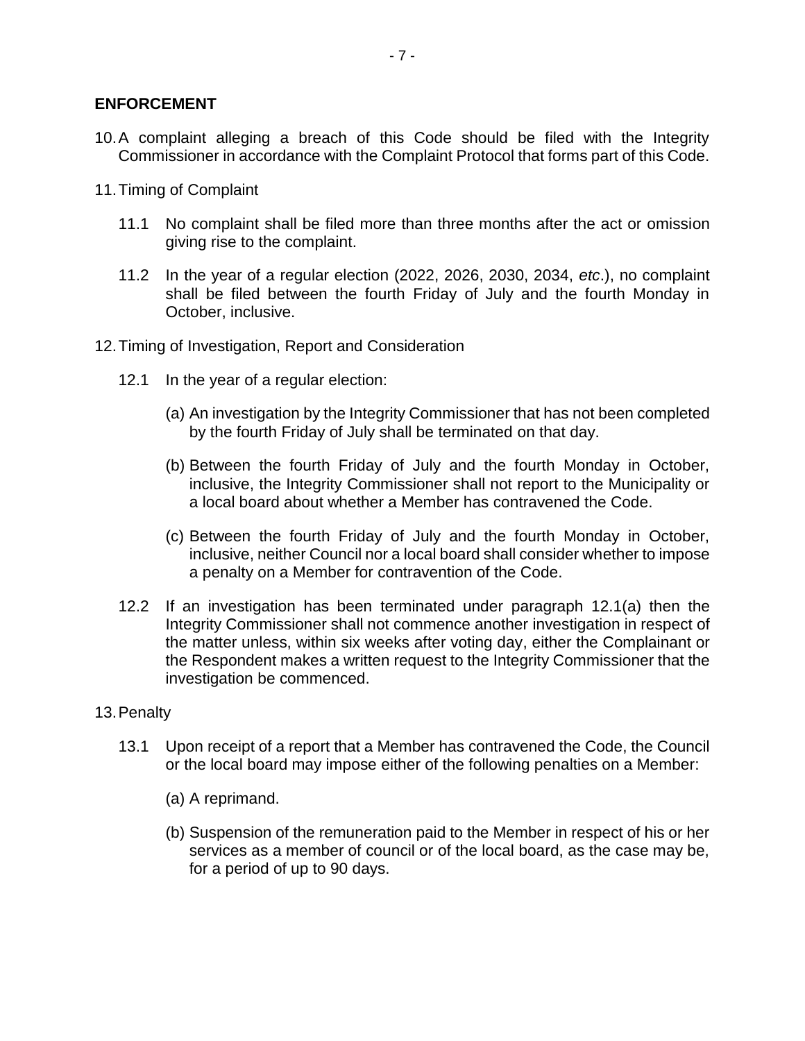**ENFORCEMENT**

10. A complaint alleging a breach of this Code should be filed with the Integrity Commissioner in accordance with the Complaint Protocol that forms part of this Code.

11. Timing of Complaint

    11.1 No complaint shall be filed more than three months after the act or omission giving rise to the complaint.

    11.2 In the year of a regular election (2022, 2026, 2030, 2034, *etc*.), no complaint shall be filed between the fourth Friday of July and the fourth Monday in October, inclusive.

12. Timing of Investigation, Report and Consideration

    12.1 In the year of a regular election:

    (a) An investigation by the Integrity Commissioner that has not been completed by the fourth Friday of July shall be terminated on that day.

    (b) Between the fourth Friday of July and the fourth Monday in October, inclusive, the Integrity Commissioner shall not report to the Municipality or a local board about whether a Member has contravened the Code.

    (c) Between the fourth Friday of July and the fourth Monday in October, inclusive, neither Council nor a local board shall consider whether to impose a penalty on a Member for contravention of the Code.

    12.2 If an investigation has been terminated under paragraph 12.1(a) then the Integrity Commissioner shall not commence another investigation in respect of the matter unless, within six weeks after voting day, either the Complainant or the Respondent makes a written request to the Integrity Commissioner that the investigation be commenced.

13. Penalty

    13.1 Upon receipt of a report that a Member has contravened the Code, the Council or the local board may impose either of the following penalties on a Member:

    (a) A reprimand.

    (b) Suspension of the remuneration paid to the Member in respect of his or her services as a member of council or of the local board, as the case may be, for a period of up to 90 days.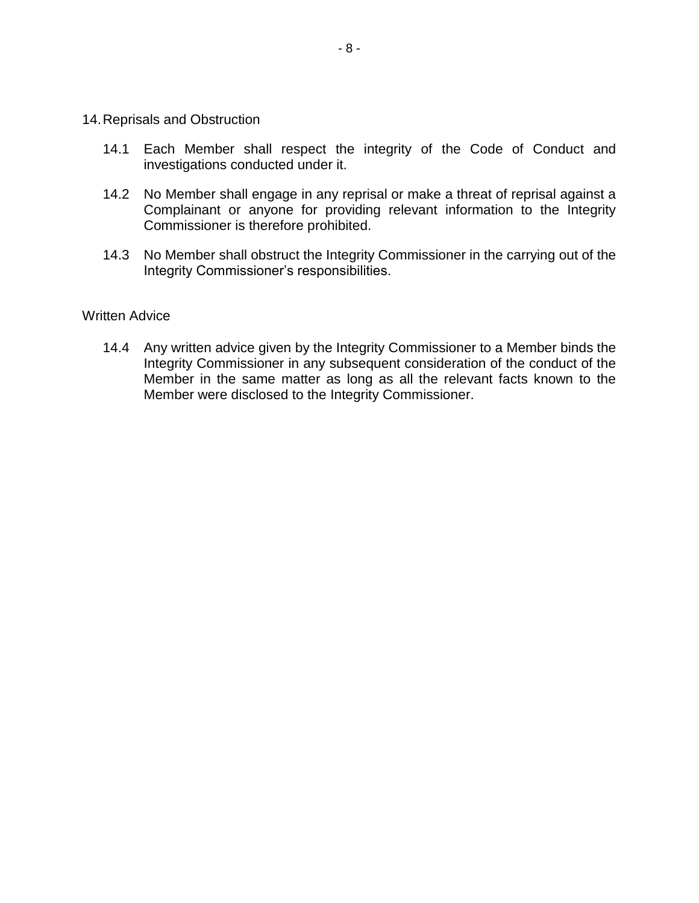14. Reprisals and Obstruction

14.1 Each Member shall respect the integrity of the Code of Conduct and investigations conducted under it.

14.2 No Member shall engage in any reprisal or make a threat of reprisal against a Complainant or anyone for providing relevant information to the Integrity Commissioner is therefore prohibited.

14.3 No Member shall obstruct the Integrity Commissioner in the carrying out of the Integrity Commissioner's responsibilities.

Written Advice

14.4 Any written advice given by the Integrity Commissioner to a Member binds the Integrity Commissioner in any subsequent consideration of the conduct of the Member in the same matter as long as all the relevant facts known to the Member were disclosed to the Integrity Commissioner.